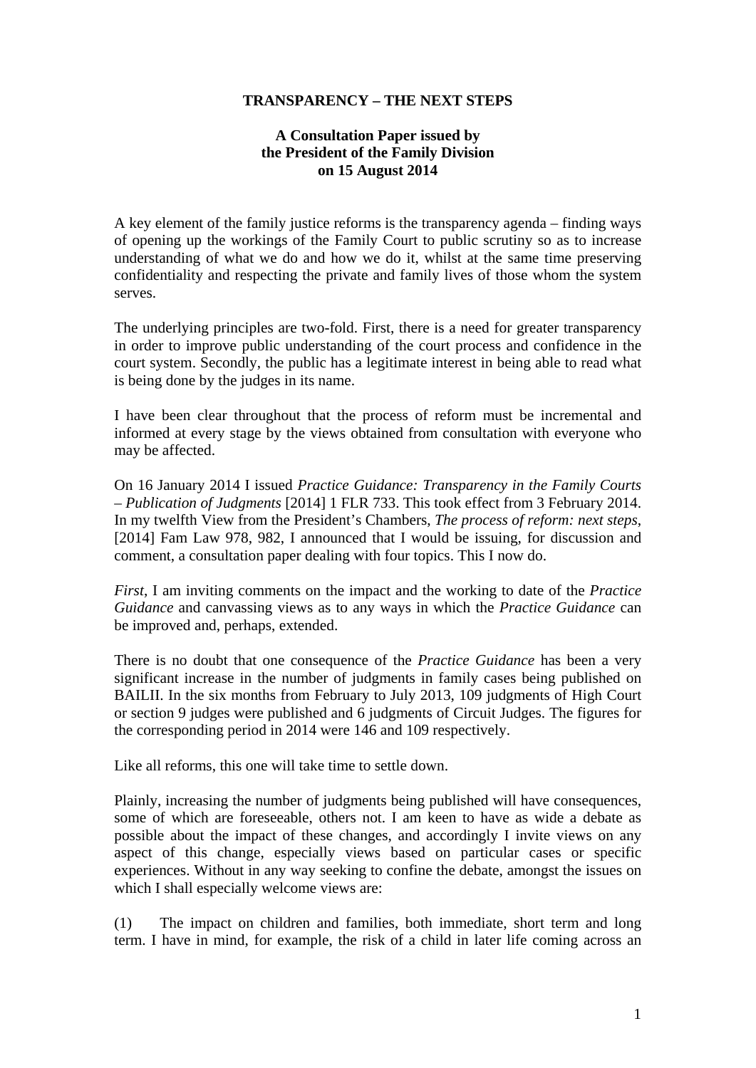**TRANSPARENCY – THE NEXT STEPS**

**A Consultation Paper issued by the President of the Family Division on 15 August 2014**

A key element of the family justice reforms is the transparency agenda – finding ways of opening up the workings of the Family Court to public scrutiny so as to increase understanding of what we do and how we do it, whilst at the same time preserving confidentiality and respecting the private and family lives of those whom the system serves.

The underlying principles are two-fold. First, there is a need for greater transparency in order to improve public understanding of the court process and confidence in the court system. Secondly, the public has a legitimate interest in being able to read what is being done by the judges in its name.

I have been clear throughout that the process of reform must be incremental and informed at every stage by the views obtained from consultation with everyone who may be affected.

On 16 January 2014 I issued *Practice Guidance: Transparency in the Family Courts – Publication of Judgments* [2014] 1 FLR 733. This took effect from 3 February 2014. In my twelfth View from the President's Chambers, *The process of reform: next steps*, [2014] Fam Law 978, 982, I announced that I would be issuing, for discussion and comment, a consultation paper dealing with four topics. This I now do.

*First*, I am inviting comments on the impact and the working to date of the *Practice Guidance* and canvassing views as to any ways in which the *Practice Guidance* can be improved and, perhaps, extended.

There is no doubt that one consequence of the *Practice Guidance* has been a very significant increase in the number of judgments in family cases being published on BAILII. In the six months from February to July 2013, 109 judgments of High Court or section 9 judges were published and 6 judgments of Circuit Judges. The figures for the corresponding period in 2014 were 146 and 109 respectively.

Like all reforms, this one will take time to settle down.

Plainly, increasing the number of judgments being published will have consequences, some of which are foreseeable, others not. I am keen to have as wide a debate as possible about the impact of these changes, and accordingly I invite views on any aspect of this change, especially views based on particular cases or specific experiences. Without in any way seeking to confine the debate, amongst the issues on which I shall especially welcome views are:

(1) The impact on children and families, both immediate, short term and long term. I have in mind, for example, the risk of a child in later life coming across an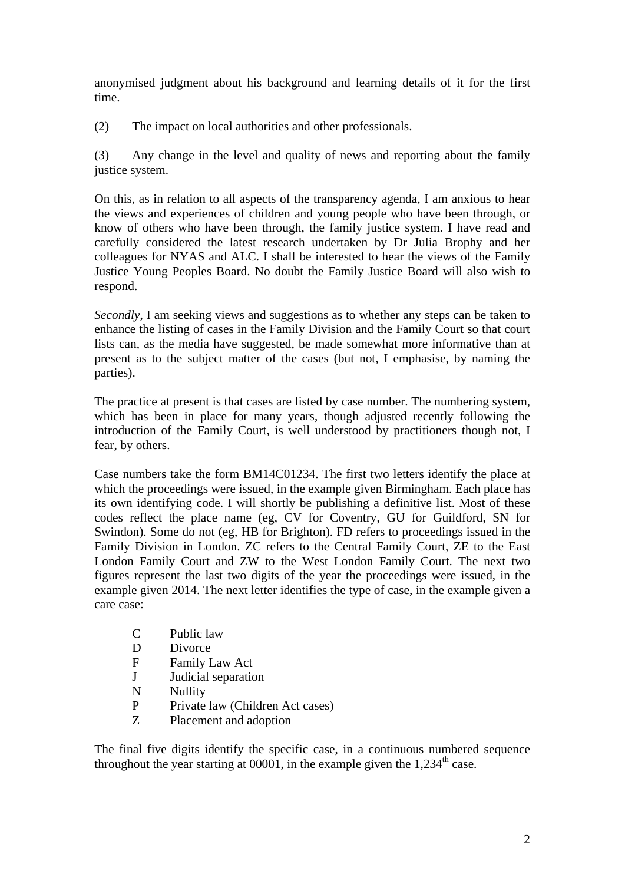anonymised judgment about his background and learning details of it for the first time.

(2) The impact on local authorities and other professionals.

(3) Any change in the level and quality of news and reporting about the family justice system.

On this, as in relation to all aspects of the transparency agenda, I am anxious to hear the views and experiences of children and young people who have been through, or know of others who have been through, the family justice system. I have read and carefully considered the latest research undertaken by Dr Julia Brophy and her colleagues for NYAS and ALC. I shall be interested to hear the views of the Family Justice Young Peoples Board. No doubt the Family Justice Board will also wish to respond.

*Secondly*, I am seeking views and suggestions as to whether any steps can be taken to enhance the listing of cases in the Family Division and the Family Court so that court lists can, as the media have suggested, be made somewhat more informative than at present as to the subject matter of the cases (but not, I emphasise, by naming the parties).

The practice at present is that cases are listed by case number. The numbering system, which has been in place for many years, though adjusted recently following the introduction of the Family Court, is well understood by practitioners though not, I fear, by others.

Case numbers take the form BM14C01234. The first two letters identify the place at which the proceedings were issued, in the example given Birmingham. Each place has its own identifying code. I will shortly be publishing a definitive list. Most of these codes reflect the place name (eg, CV for Coventry, GU for Guildford, SN for Swindon). Some do not (eg, HB for Brighton). FD refers to proceedings issued in the Family Division in London. ZC refers to the Central Family Court, ZE to the East London Family Court and ZW to the West London Family Court. The next two figures represent the last two digits of the year the proceedings were issued, in the example given 2014. The next letter identifies the type of case, in the example given a care case:

- C Public law
- D Divorce
- F Family Law Act
- J Judicial separation
- N Nullity
- P Private law (Children Act cases)
- Z Placement and adoption

The final five digits identify the specific case, in a continuous numbered sequence throughout the year starting at 00001, in the example given the 1,234th case.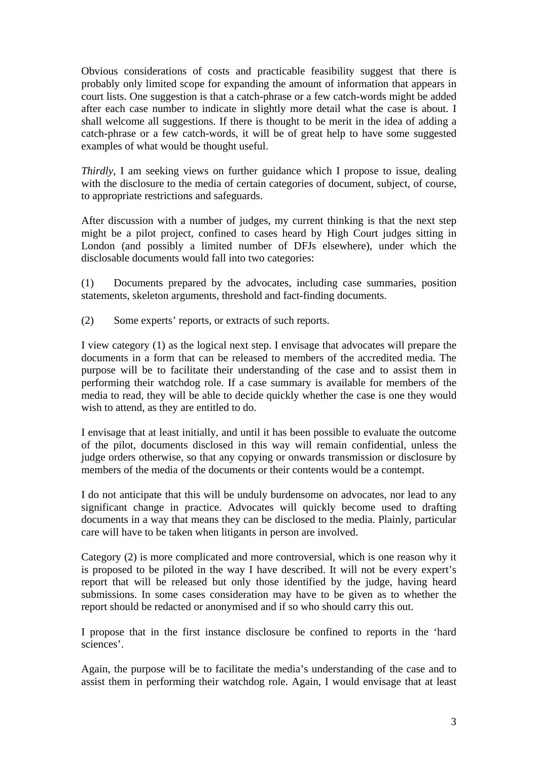Obvious considerations of costs and practicable feasibility suggest that there is probably only limited scope for expanding the amount of information that appears in court lists. One suggestion is that a catch-phrase or a few catch-words might be added after each case number to indicate in slightly more detail what the case is about. I shall welcome all suggestions. If there is thought to be merit in the idea of adding a catch-phrase or a few catch-words, it will be of great help to have some suggested examples of what would be thought useful.

*Thirdly*, I am seeking views on further guidance which I propose to issue, dealing with the disclosure to the media of certain categories of document, subject, of course, to appropriate restrictions and safeguards.

After discussion with a number of judges, my current thinking is that the next step might be a pilot project, confined to cases heard by High Court judges sitting in London (and possibly a limited number of DFJs elsewhere), under which the disclosable documents would fall into two categories:

(1) Documents prepared by the advocates, including case summaries, position statements, skeleton arguments, threshold and fact-finding documents.

(2) Some experts' reports, or extracts of such reports.

I view category (1) as the logical next step. I envisage that advocates will prepare the documents in a form that can be released to members of the accredited media. The purpose will be to facilitate their understanding of the case and to assist them in performing their watchdog role. If a case summary is available for members of the media to read, they will be able to decide quickly whether the case is one they would wish to attend, as they are entitled to do.

I envisage that at least initially, and until it has been possible to evaluate the outcome of the pilot, documents disclosed in this way will remain confidential, unless the judge orders otherwise, so that any copying or onwards transmission or disclosure by members of the media of the documents or their contents would be a contempt.

I do not anticipate that this will be unduly burdensome on advocates, nor lead to any significant change in practice. Advocates will quickly become used to drafting documents in a way that means they can be disclosed to the media. Plainly, particular care will have to be taken when litigants in person are involved.

Category (2) is more complicated and more controversial, which is one reason why it is proposed to be piloted in the way I have described. It will not be every expert's report that will be released but only those identified by the judge, having heard submissions. In some cases consideration may have to be given as to whether the report should be redacted or anonymised and if so who should carry this out.

I propose that in the first instance disclosure be confined to reports in the 'hard sciences'.

Again, the purpose will be to facilitate the media's understanding of the case and to assist them in performing their watchdog role. Again, I would envisage that at least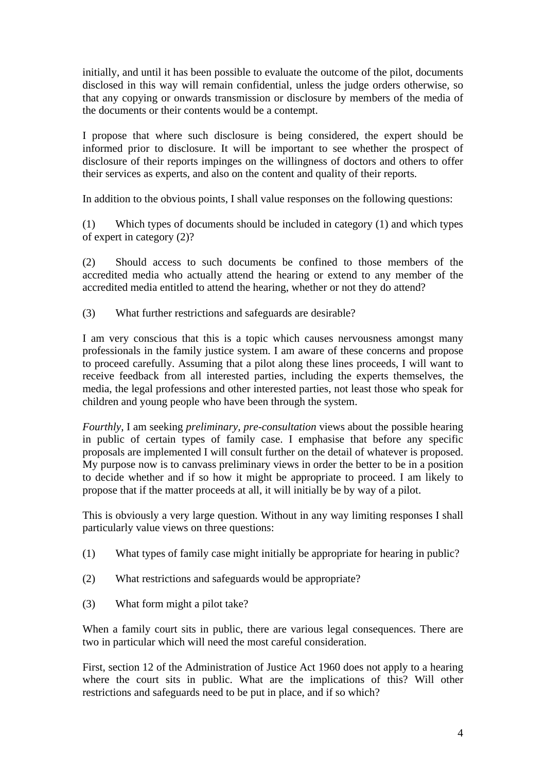initially, and until it has been possible to evaluate the outcome of the pilot, documents disclosed in this way will remain confidential, unless the judge orders otherwise, so that any copying or onwards transmission or disclosure by members of the media of the documents or their contents would be a contempt.

I propose that where such disclosure is being considered, the expert should be informed prior to disclosure. It will be important to see whether the prospect of disclosure of their reports impinges on the willingness of doctors and others to offer their services as experts, and also on the content and quality of their reports.

In addition to the obvious points, I shall value responses on the following questions:

(1) Which types of documents should be included in category (1) and which types of expert in category (2)?

(2) Should access to such documents be confined to those members of the accredited media who actually attend the hearing or extend to any member of the accredited media entitled to attend the hearing, whether or not they do attend?

(3) What further restrictions and safeguards are desirable?

I am very conscious that this is a topic which causes nervousness amongst many professionals in the family justice system. I am aware of these concerns and propose to proceed carefully. Assuming that a pilot along these lines proceeds, I will want to receive feedback from all interested parties, including the experts themselves, the media, the legal professions and other interested parties, not least those who speak for children and young people who have been through the system.

*Fourthly*, I am seeking *preliminary, pre-consultation* views about the possible hearing in public of certain types of family case. I emphasise that before any specific proposals are implemented I will consult further on the detail of whatever is proposed. My purpose now is to canvass preliminary views in order the better to be in a position to decide whether and if so how it might be appropriate to proceed. I am likely to propose that if the matter proceeds at all, it will initially be by way of a pilot.

This is obviously a very large question. Without in any way limiting responses I shall particularly value views on three questions:

(1) What types of family case might initially be appropriate for hearing in public?

(2) What restrictions and safeguards would be appropriate?

(3) What form might a pilot take?

When a family court sits in public, there are various legal consequences. There are two in particular which will need the most careful consideration.

First, section 12 of the Administration of Justice Act 1960 does not apply to a hearing where the court sits in public. What are the implications of this? Will other restrictions and safeguards need to be put in place, and if so which?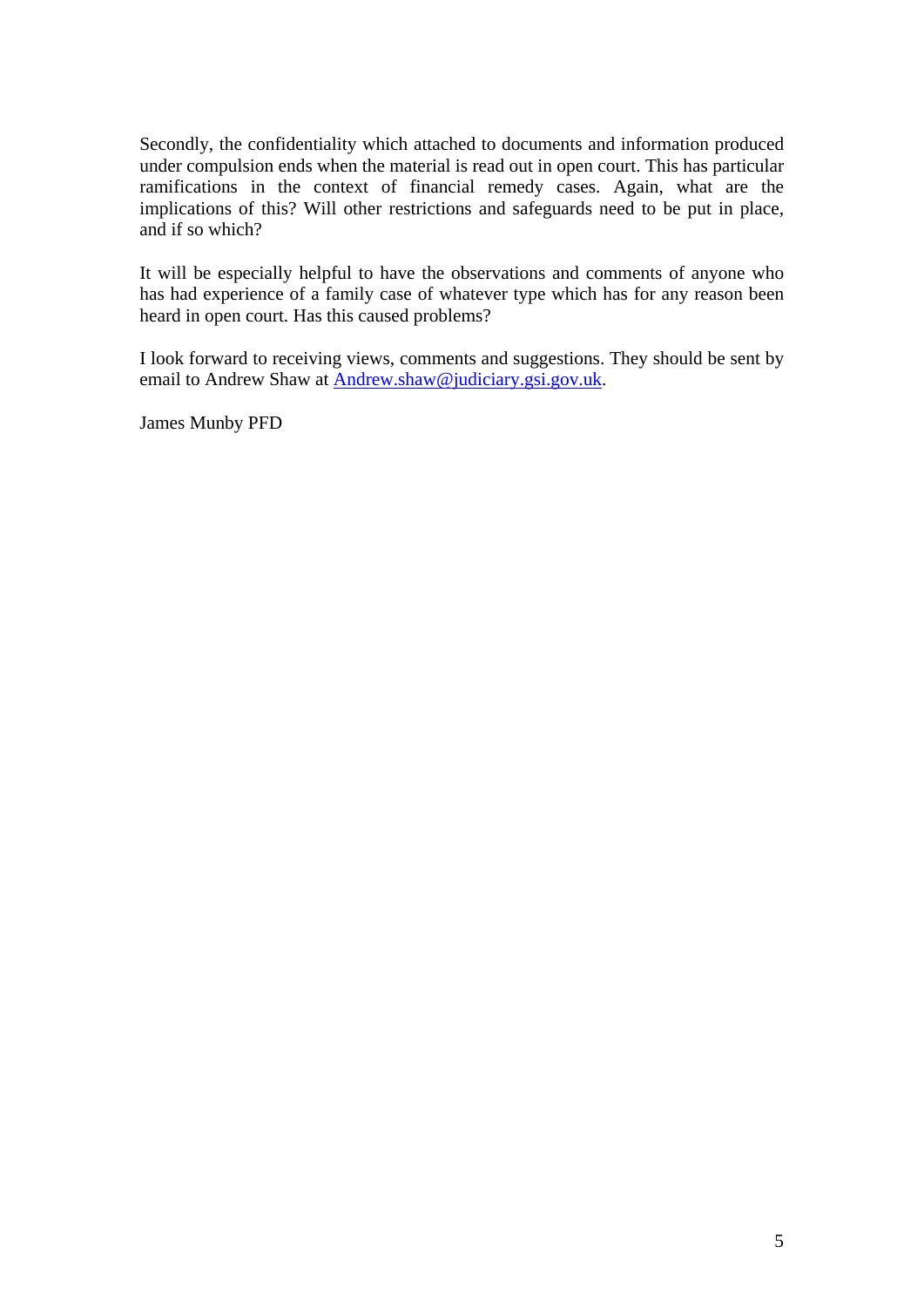Secondly, the confidentiality which attached to documents and information produced under compulsion ends when the material is read out in open court. This has particular ramifications in the context of financial remedy cases. Again, what are the implications of this? Will other restrictions and safeguards need to be put in place, and if so which?

It will be especially helpful to have the observations and comments of anyone who has had experience of a family case of whatever type which has for any reason been heard in open court. Has this caused problems?

I look forward to receiving views, comments and suggestions. They should be sent by email to Andrew Shaw at Andrew.shaw@judiciary.gsi.gov.uk.

James Munby PFD